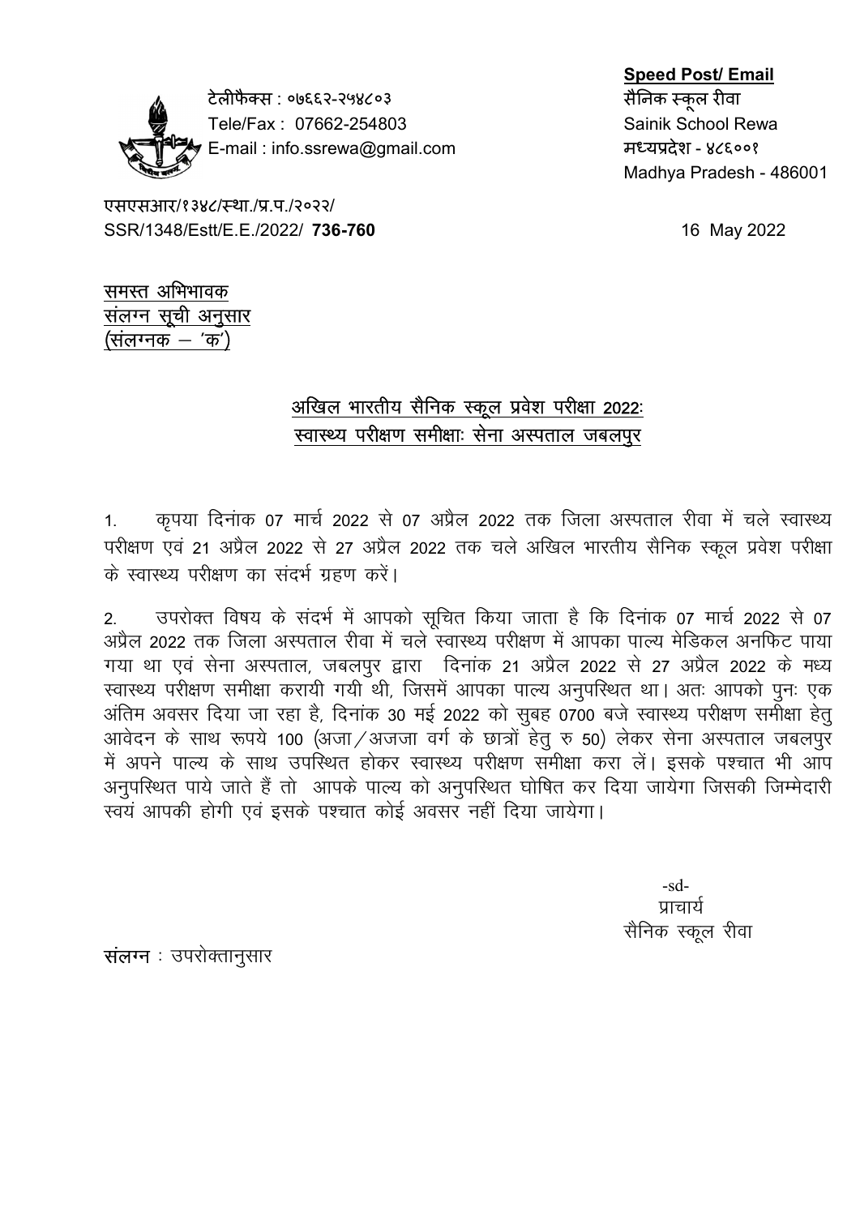टेलीफैक्स : ०७६६२-२५४८०३
Tele/Fax : 07662-254803
E-mail : info.ssrewa@gmail.com

**Speed Post/ Email**
सैनिक स्कूल रीवा
Sainik School Rewa
मध्यप्रदेश - ४८६००१
Madhya Pradesh - 486001

एसएसआर/१३४८/स्था./प्र.प./२०२२/
SSR/1348/Estt/E.E./2022/ **736-760**

16 May 2022

समस्त अभिभावक
संलग्न सूची अनुसार
(संलग्नक – 'क')

## अखिल भारतीय सैनिक स्कूल प्रवेश परीक्षा 2022: स्वास्थ्य परीक्षण समीक्षाः सेना अस्पताल जबलपुर

1. कृपया दिनांक 07 मार्च 2022 से 07 अप्रैल 2022 तक जिला अस्पताल रीवा में चले स्वास्थ्य परीक्षण एवं 21 अप्रैल 2022 से 27 अप्रैल 2022 तक चले अखिल भारतीय सैनिक स्कूल प्रवेश परीक्षा के स्वास्थ्य परीक्षण का संदर्भ ग्रहण करें।

2. उपरोक्त विषय के संदर्भ में आपको सूचित किया जाता है कि दिनांक 07 मार्च 2022 से 07 अप्रैल 2022 तक जिला अस्पताल रीवा में चले स्वास्थ्य परीक्षण में आपका पाल्य मेडिकल अनफिट पाया गया था एवं सेना अस्पताल, जबलपुर द्वारा दिनांक 21 अप्रैल 2022 से 27 अप्रैल 2022 के मध्य स्वास्थ्य परीक्षण समीक्षा करायी गयी थी, जिसमें आपका पाल्य अनुपस्थित था। अतः आपको पुनः एक अंतिम अवसर दिया जा रहा है, दिनांक 30 मई 2022 को सुबह 0700 बजे स्वास्थ्य परीक्षण समीक्षा हेतु आवेदन के साथ रूपये 100 (अजा/अजजा वर्ग के छात्रों हेतु रु 50) लेकर सेना अस्पताल जबलपुर में अपने पाल्य के साथ उपस्थित होकर स्वास्थ्य परीक्षण समीक्षा करा लें। इसके पश्चात भी आप अनुपस्थित पाये जाते हैं तो आपके पाल्य को अनुपस्थित घोषित कर दिया जायेगा जिसकी जिम्मेदारी स्वयं आपकी होगी एवं इसके पश्चात कोई अवसर नहीं दिया जायेगा।

-sd-
प्राचार्य
सैनिक स्कूल रीवा

संलग्न : उपरोक्तानुसार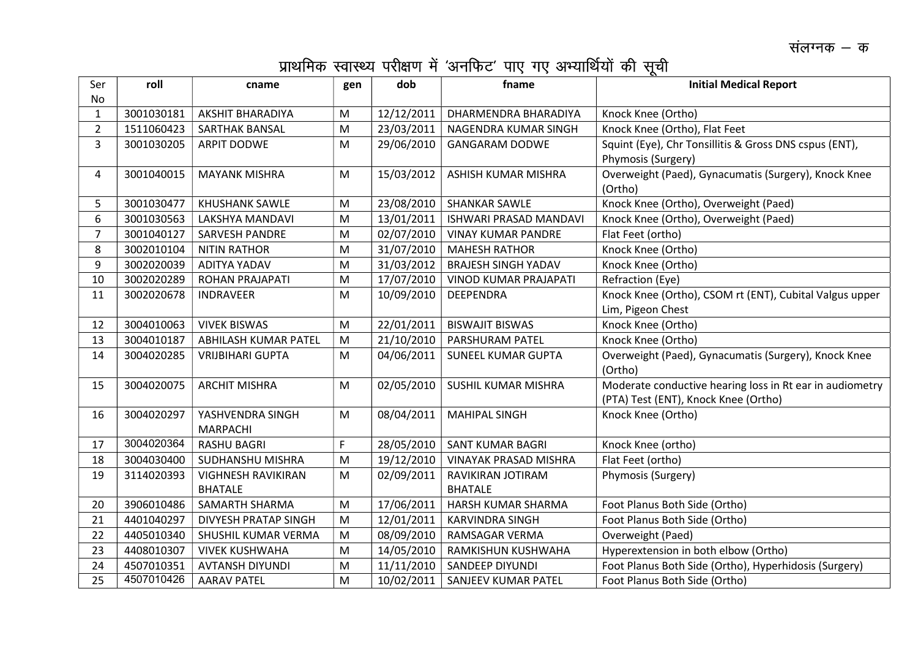संलग्नक – क

## प्राथमिक स्वास्थ्य परीक्षण में 'अनफिट' पाए गए अभ्यार्थियों की सूची

| Ser No | roll | cname | gen | dob | fname | Initial Medical Report |
|---|---|---|---|---|---|---|
| 1 | 3001030181 | AKSHIT BHARADIYA | M | 12/12/2011 | DHARMENDRA BHARADIYA | Knock Knee (Ortho) |
| 2 | 1511060423 | SARTHAK BANSAL | M | 23/03/2011 | NAGENDRA KUMAR SINGH | Knock Knee (Ortho), Flat Feet |
| 3 | 3001030205 | ARPIT DODWE | M | 29/06/2010 | GANGARAM DODWE | Squint (Eye), Chr Tonsillitis & Gross DNS cspus (ENT), Phymosis (Surgery) |
| 4 | 3001040015 | MAYANK MISHRA | M | 15/03/2012 | ASHISH KUMAR MISHRA | Overweight (Paed), Gynacumatis (Surgery), Knock Knee (Ortho) |
| 5 | 3001030477 | KHUSHANK SAWLE | M | 23/08/2010 | SHANKAR SAWLE | Knock Knee (Ortho), Overweight (Paed) |
| 6 | 3001030563 | LAKSHYA MANDAVI | M | 13/01/2011 | ISHWARI PRASAD MANDAVI | Knock Knee (Ortho), Overweight (Paed) |
| 7 | 3001040127 | SARVESH PANDRE | M | 02/07/2010 | VINAY KUMAR PANDRE | Flat Feet (ortho) |
| 8 | 3002010104 | NITIN RATHOR | M | 31/07/2010 | MAHESH RATHOR | Knock Knee (Ortho) |
| 9 | 3002020039 | ADITYA YADAV | M | 31/03/2012 | BRAJESH SINGH YADAV | Knock Knee (Ortho) |
| 10 | 3002020289 | ROHAN PRAJAPATI | M | 17/07/2010 | VINOD KUMAR PRAJAPATI | Refraction (Eye) |
| 11 | 3002020678 | INDRAVEER | M | 10/09/2010 | DEEPENDRA | Knock Knee (Ortho), CSOM rt (ENT), Cubital Valgus upper Lim, Pigeon Chest |
| 12 | 3004010063 | VIVEK BISWAS | M | 22/01/2011 | BISWAJIT BISWAS | Knock Knee (Ortho) |
| 13 | 3004010187 | ABHILASH KUMAR PATEL | M | 21/10/2010 | PARSHURAM PATEL | Knock Knee (Ortho) |
| 14 | 3004020285 | VRIJBIHARI GUPTA | M | 04/06/2011 | SUNEEL KUMAR GUPTA | Overweight (Paed), Gynacumatis (Surgery), Knock Knee (Ortho) |
| 15 | 3004020075 | ARCHIT MISHRA | M | 02/05/2010 | SUSHIL KUMAR MISHRA | Moderate conductive hearing loss in Rt ear in audiometry (PTA) Test (ENT), Knock Knee (Ortho) |
| 16 | 3004020297 | YASHVENDRA SINGH MARPACHI | M | 08/04/2011 | MAHIPAL SINGH | Knock Knee (Ortho) |
| 17 | 3004020364 | RASHU BAGRI | F | 28/05/2010 | SANT KUMAR BAGRI | Knock Knee (ortho) |
| 18 | 3004030400 | SUDHANSHU MISHRA | M | 19/12/2010 | VINAYAK PRASAD MISHRA | Flat Feet (ortho) |
| 19 | 3114020393 | VIGHNESH RAVIKIRAN BHATALE | M | 02/09/2011 | RAVIKIRAN JOTIRAM BHATALE | Phymosis (Surgery) |
| 20 | 3906010486 | SAMARTH SHARMA | M | 17/06/2011 | HARSH KUMAR SHARMA | Foot Planus Both Side (Ortho) |
| 21 | 4401040297 | DIVYESH PRATAP SINGH | M | 12/01/2011 | KARVINDRA SINGH | Foot Planus Both Side (Ortho) |
| 22 | 4405010340 | SHUSHIL KUMAR VERMA | M | 08/09/2010 | RAMSAGAR VERMA | Overweight (Paed) |
| 23 | 4408010307 | VIVEK KUSHWAHA | M | 14/05/2010 | RAMKISHUN KUSHWAHA | Hyperextension in both elbow (Ortho) |
| 24 | 4507010351 | AVTANSH DIYUNDI | M | 11/11/2010 | SANDEEP DIYUNDI | Foot Planus Both Side (Ortho), Hyperhidosis (Surgery) |
| 25 | 4507010426 | AARAV PATEL | M | 10/02/2011 | SANJEEV KUMAR PATEL | Foot Planus Both Side (Ortho) |